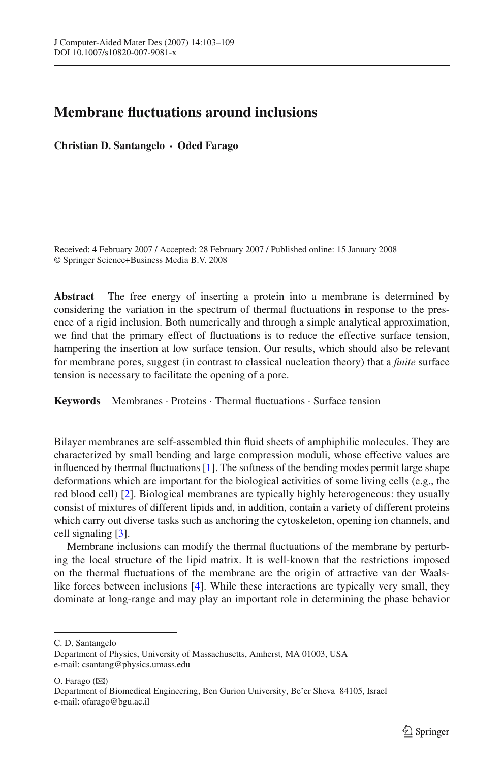# Membrane fluctuations around inclusions

**Christian D. Santangelo · Oded Farago**

Received: 4 February 2007 / Accepted: 28 February 2007 / Published online: 15 January 2008
© Springer Science+Business Media B.V. 2008

**Abstract** The free energy of inserting a protein into a membrane is determined by considering the variation in the spectrum of thermal fluctuations in response to the presence of a rigid inclusion. Both numerically and through a simple analytical approximation, we find that the primary effect of fluctuations is to reduce the effective surface tension, hampering the insertion at low surface tension. Our results, which should also be relevant for membrane pores, suggest (in contrast to classical nucleation theory) that a *finite* surface tension is necessary to facilitate the opening of a pore.

**Keywords** Membranes · Proteins · Thermal fluctuations · Surface tension

Bilayer membranes are self-assembled thin fluid sheets of amphiphilic molecules. They are characterized by small bending and large compression moduli, whose effective values are influenced by thermal fluctuations [1]. The softness of the bending modes permit large shape deformations which are important for the biological activities of some living cells (e.g., the red blood cell) [2]. Biological membranes are typically highly heterogeneous: they usually consist of mixtures of different lipids and, in addition, contain a variety of different proteins which carry out diverse tasks such as anchoring the cytoskeleton, opening ion channels, and cell signaling [3].

Membrane inclusions can modify the thermal fluctuations of the membrane by perturbing the local structure of the lipid matrix. It is well-known that the restrictions imposed on the thermal fluctuations of the membrane are the origin of attractive van der Waals-like forces between inclusions [4]. While these interactions are typically very small, they dominate at long-range and may play an important role in determining the phase behavior

---

C. D. Santangelo
Department of Physics, University of Massachusetts, Amherst, MA 01003, USA
e-mail: csantang@physics.umass.edu

O. Farago (✉)
Department of Biomedical Engineering, Ben Gurion University, Be'er Sheva 84105, Israel
e-mail: ofarago@bgu.ac.il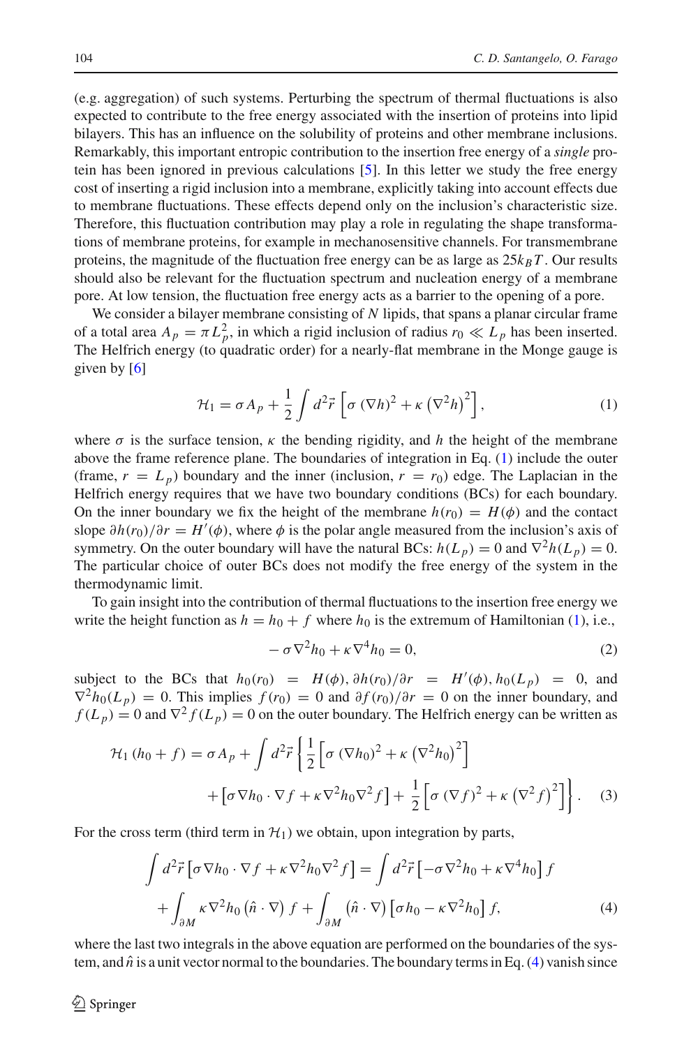(e.g. aggregation) of such systems. Perturbing the spectrum of thermal fluctuations is also expected to contribute to the free energy associated with the insertion of proteins into lipid bilayers. This has an influence on the solubility of proteins and other membrane inclusions. Remarkably, this important entropic contribution to the insertion free energy of a *single* protein has been ignored in previous calculations [5]. In this letter we study the free energy cost of inserting a rigid inclusion into a membrane, explicitly taking into account effects due to membrane fluctuations. These effects depend only on the inclusion's characteristic size. Therefore, this fluctuation contribution may play a role in regulating the shape transformations of membrane proteins, for example in mechanosensitive channels. For transmembrane proteins, the magnitude of the fluctuation free energy can be as large as $25k_BT$. Our results should also be relevant for the fluctuation spectrum and nucleation energy of a membrane pore. At low tension, the fluctuation free energy acts as a barrier to the opening of a pore.

We consider a bilayer membrane consisting of $N$ lipids, that spans a planar circular frame of a total area $A_p = \pi L_p^2$, in which a rigid inclusion of radius $r_0 \ll L_p$ has been inserted. The Helfrich energy (to quadratic order) for a nearly-flat membrane in the Monge gauge is given by [6]

$$\mathcal{H}_1 = \sigma A_p + \frac{1}{2}\int d^2\vec{r}\left[\sigma\left(\nabla h\right)^2 + \kappa\left(\nabla^2 h\right)^2\right], \tag{1}$$

where $\sigma$ is the surface tension, $\kappa$ the bending rigidity, and $h$ the height of the membrane above the frame reference plane. The boundaries of integration in Eq. (1) include the outer (frame, $r = L_p$) boundary and the inner (inclusion, $r = r_0$) edge. The Laplacian in the Helfrich energy requires that we have two boundary conditions (BCs) for each boundary. On the inner boundary we fix the height of the membrane $h(r_0) = H(\phi)$ and the contact slope $\partial h(r_0)/\partial r = H'(\phi)$, where $\phi$ is the polar angle measured from the inclusion's axis of symmetry. On the outer boundary will have the natural BCs: $h(L_p) = 0$ and $\nabla^2 h(L_p) = 0$. The particular choice of outer BCs does not modify the free energy of the system in the thermodynamic limit.

To gain insight into the contribution of thermal fluctuations to the insertion free energy we write the height function as $h = h_0 + f$ where $h_0$ is the extremum of Hamiltonian (1), i.e.,

$$-\sigma\nabla^2 h_0 + \kappa\nabla^4 h_0 = 0, \tag{2}$$

subject to the BCs that $h_0(r_0) = H(\phi)$, $\partial h(r_0)/\partial r = H'(\phi)$, $h_0(L_p) = 0$, and $\nabla^2 h_0(L_p) = 0$. This implies $f(r_0) = 0$ and $\partial f(r_0)/\partial r = 0$ on the inner boundary, and $f(L_p) = 0$ and $\nabla^2 f(L_p) = 0$ on the outer boundary. The Helfrich energy can be written as

$$\begin{aligned}\mathcal{H}_1\left(h_0 + f\right) = \sigma A_p + \int d^2\vec{r}\left\{\frac{1}{2}\left[\sigma\left(\nabla h_0\right)^2 + \kappa\left(\nabla^2 h_0\right)^2\right]\right.\\ \left. + \left[\sigma\nabla h_0\cdot\nabla f + \kappa\nabla^2 h_0\nabla^2 f\right] + \frac{1}{2}\left[\sigma\left(\nabla f\right)^2 + \kappa\left(\nabla^2 f\right)^2\right]\right\}.\end{aligned} \tag{3}$$

For the cross term (third term in $\mathcal{H}_1$) we obtain, upon integration by parts,

$$\begin{aligned}\int d^2\vec{r}\left[\sigma\nabla h_0\cdot\nabla f + \kappa\nabla^2 h_0\nabla^2 f\right] = \int d^2\vec{r}\left[-\sigma\nabla^2 h_0 + \kappa\nabla^4 h_0\right] f\\ + \int_{\partial M}\kappa\nabla^2 h_0\left(\hat{n}\cdot\nabla\right) f + \int_{\partial M}\left(\hat{n}\cdot\nabla\right)\left[\sigma h_0 - \kappa\nabla^2 h_0\right] f,\end{aligned} \tag{4}$$

where the last two integrals in the above equation are performed on the boundaries of the system, and $\hat{n}$ is a unit vector normal to the boundaries. The boundary terms in Eq. (4) vanish since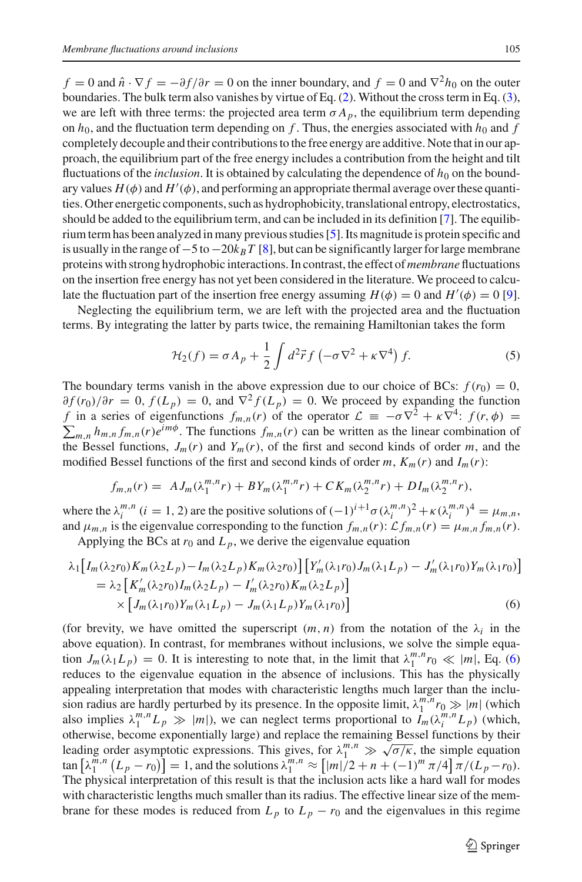$f = 0$ and $\hat{n} \cdot \nabla f = -\partial f/\partial r = 0$ on the inner boundary, and $f = 0$ and $\nabla^2 h_0$ on the outer boundaries. The bulk term also vanishes by virtue of Eq. (2). Without the cross term in Eq. (3), we are left with three terms: the projected area term $\sigma A_p$, the equilibrium term depending on $h_0$, and the fluctuation term depending on $f$. Thus, the energies associated with $h_0$ and $f$ completely decouple and their contributions to the free energy are additive. Note that in our approach, the equilibrium part of the free energy includes a contribution from the height and tilt fluctuations of the *inclusion*. It is obtained by calculating the dependence of $h_0$ on the boundary values $H(\phi)$ and $H'(\phi)$, and performing an appropriate thermal average over these quantities. Other energetic components, such as hydrophobicity, translational entropy, electrostatics, should be added to the equilibrium term, and can be included in its definition [7]. The equilibrium term has been analyzed in many previous studies [5]. Its magnitude is protein specific and is usually in the range of $-5$ to $-20k_BT$ [8], but can be significantly larger for large membrane proteins with strong hydrophobic interactions. In contrast, the effect of *membrane* fluctuations on the insertion free energy has not yet been considered in the literature. We proceed to calculate the fluctuation part of the insertion free energy assuming $H(\phi) = 0$ and $H'(\phi) = 0$ [9].

Neglecting the equilibrium term, we are left with the projected area and the fluctuation terms. By integrating the latter by parts twice, the remaining Hamiltonian takes the form

$$\mathcal{H}_2(f) = \sigma A_p + \frac{1}{2}\int d^2\vec{r} f\left(-\sigma\nabla^2 + \kappa\nabla^4\right) f. \tag{5}$$

The boundary terms vanish in the above expression due to our choice of BCs: $f(r_0) = 0$, $\partial f(r_0)/\partial r = 0$, $f(L_p) = 0$, and $\nabla^2 f(L_p) = 0$. We proceed by expanding the function $f$ in a series of eigenfunctions $f_{m,n}(r)$ of the operator $\mathcal{L} \equiv -\sigma\nabla^2 + \kappa\nabla^4$: $f(r,\phi) = \sum_{m,n} h_{m,n} f_{m,n}(r) e^{im\phi}$. The functions $f_{m,n}(r)$ can be written as the linear combination of the Bessel functions, $J_m(r)$ and $Y_m(r)$, of the first and second kinds of order $m$, and the modified Bessel functions of the first and second kinds of order $m$, $K_m(r)$ and $I_m(r)$:

$$f_{m,n}(r) = AJ_m(\lambda_1^{m,n} r) + BY_m(\lambda_1^{m,n} r) + CK_m(\lambda_2^{m,n} r) + DI_m(\lambda_2^{m,n} r),$$

where the $\lambda_i^{m,n}$ $(i = 1, 2)$ are the positive solutions of $(-1)^{i+1}\sigma(\lambda_i^{m,n})^2 + \kappa(\lambda_i^{m,n})^4 = \mu_{m,n}$, and $\mu_{m,n}$ is the eigenvalue corresponding to the function $f_{m,n}(r)$: $\mathcal{L} f_{m,n}(r) = \mu_{m,n} f_{m,n}(r)$.

Applying the BCs at $r_0$ and $L_p$, we derive the eigenvalue equation

$$\begin{aligned}
\lambda_1\left[I_m(\lambda_2 r_0)K_m(\lambda_2 L_p) - I_m(\lambda_2 L_p)K_m(\lambda_2 r_0)\right]\left[Y_m'(\lambda_1 r_0)J_m(\lambda_1 L_p) - J_m'(\lambda_1 r_0)Y_m(\lambda_1 r_0)\right] \\
= \lambda_2\left[K_m'(\lambda_2 r_0)I_m(\lambda_2 L_p) - I_m'(\lambda_2 r_0)K_m(\lambda_2 L_p)\right] \\
\times\left[J_m(\lambda_1 r_0)Y_m(\lambda_1 L_p) - J_m(\lambda_1 L_p)Y_m(\lambda_1 r_0)\right]
\end{aligned} \tag{6}$$

(for brevity, we have omitted the superscript $(m,n)$ from the notation of the $\lambda_i$ in the above equation). In contrast, for membranes without inclusions, we solve the simple equation $J_m(\lambda_1 L_p) = 0$. It is interesting to note that, in the limit that $\lambda_1^{m,n} r_0 \ll |m|$, Eq. (6) reduces to the eigenvalue equation in the absence of inclusions. This has the physically appealing interpretation that modes with characteristic lengths much larger than the inclusion radius are hardly perturbed by its presence. In the opposite limit, $\lambda_1^{m,n} r_0 \gg |m|$ (which also implies $\lambda_1^{m,n} L_p \gg |m|$), we can neglect terms proportional to $I_m(\lambda_i^{m,n} L_p)$ (which, otherwise, become exponentially large) and replace the remaining Bessel functions by their leading order asymptotic expressions. This gives, for $\lambda_1^{m,n} \gg \sqrt{\sigma/\kappa}$, the simple equation $\tan\left[\lambda_1^{m,n}\left(L_p - r_0\right)\right] = 1$, and the solutions $\lambda_1^{m,n} \approx \left[|m|/2 + n + (-1)^m \pi/4\right]\pi/(L_p - r_0)$. The physical interpretation of this result is that the inclusion acts like a hard wall for modes with characteristic lengths much smaller than its radius. The effective linear size of the membrane for these modes is reduced from $L_p$ to $L_p - r_0$ and the eigenvalues in this regime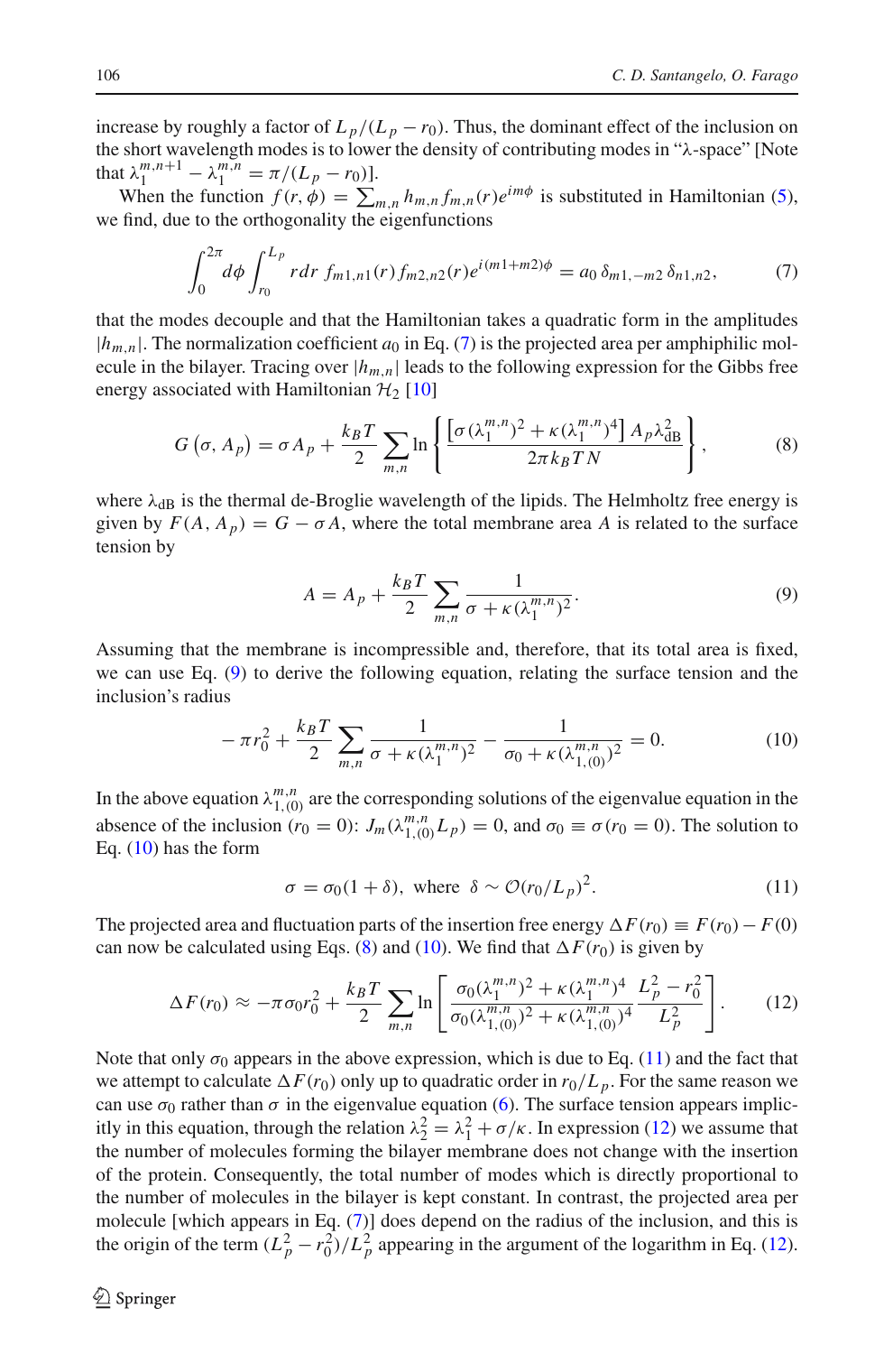increase by roughly a factor of $L_p/(L_p - r_0)$. Thus, the dominant effect of the inclusion on the short wavelength modes is to lower the density of contributing modes in "$\lambda$-space" [Note that $\lambda_1^{m,n+1} - \lambda_1^{m,n} = \pi/(L_p - r_0)$].

When the function $f(r,\phi) = \sum_{m,n} h_{m,n} f_{m,n}(r) e^{im\phi}$ is substituted in Hamiltonian (5), we find, due to the orthogonality the eigenfunctions

$$
\int_0^{2\pi} d\phi \int_{r_0}^{L_p} r dr \; f_{m1,n1}(r) f_{m2,n2}(r) e^{i(m1+m2)\phi} = a_0 \, \delta_{m1,-m2} \, \delta_{n1,n2}, \tag{7}
$$

that the modes decouple and that the Hamiltonian takes a quadratic form in the amplitudes $|h_{m,n}|$. The normalization coefficient $a_0$ in Eq. (7) is the projected area per amphiphilic molecule in the bilayer. Tracing over $|h_{m,n}|$ leads to the following expression for the Gibbs free energy associated with Hamiltonian $\mathcal{H}_2$ [10]

$$
G\left(\sigma, A_p\right) = \sigma A_p + \frac{k_B T}{2} \sum_{m,n} \ln \left\{ \frac{\left[\sigma(\lambda_1^{m,n})^2 + \kappa(\lambda_1^{m,n})^4\right] A_p \lambda_{\mathrm{dB}}^2}{2\pi k_B T N} \right\}, \tag{8}
$$

where $\lambda_{\mathrm{dB}}$ is the thermal de-Broglie wavelength of the lipids. The Helmholtz free energy is given by $F(A, A_p) = G - \sigma A$, where the total membrane area $A$ is related to the surface tension by

$$
A = A_p + \frac{k_B T}{2} \sum_{m,n} \frac{1}{\sigma + \kappa(\lambda_1^{m,n})^2}. \tag{9}
$$

Assuming that the membrane is incompressible and, therefore, that its total area is fixed, we can use Eq. (9) to derive the following equation, relating the surface tension and the inclusion's radius

$$
-\pi r_0^2 + \frac{k_B T}{2} \sum_{m,n} \frac{1}{\sigma + \kappa(\lambda_1^{m,n})^2} - \frac{1}{\sigma_0 + \kappa(\lambda_{1,(0)}^{m,n})^2} = 0. \tag{10}
$$

In the above equation $\lambda_{1,(0)}^{m,n}$ are the corresponding solutions of the eigenvalue equation in the absence of the inclusion ($r_0 = 0$): $J_m(\lambda_{1,(0)}^{m,n} L_p) = 0$, and $\sigma_0 \equiv \sigma(r_0 = 0)$. The solution to Eq. (10) has the form

$$
\sigma = \sigma_0(1+\delta), \;\; \text{where} \;\; \delta \sim \mathcal{O}(r_0/L_p)^2. \tag{11}
$$

The projected area and fluctuation parts of the insertion free energy $\Delta F(r_0) \equiv F(r_0) - F(0)$ can now be calculated using Eqs. (8) and (10). We find that $\Delta F(r_0)$ is given by

$$
\Delta F(r_0) \approx -\pi\sigma_0 r_0^2 + \frac{k_B T}{2} \sum_{m,n} \ln \left[ \frac{\sigma_0(\lambda_1^{m,n})^2 + \kappa(\lambda_1^{m,n})^4}{\sigma_0(\lambda_{1,(0)}^{m,n})^2 + \kappa(\lambda_{1,(0)}^{m,n})^4} \frac{L_p^2 - r_0^2}{L_p^2} \right]. \tag{12}
$$

Note that only $\sigma_0$ appears in the above expression, which is due to Eq. (11) and the fact that we attempt to calculate $\Delta F(r_0)$ only up to quadratic order in $r_0/L_p$. For the same reason we can use $\sigma_0$ rather than $\sigma$ in the eigenvalue equation (6). The surface tension appears implicitly in this equation, through the relation $\lambda_2^2 = \lambda_1^2 + \sigma/\kappa$. In expression (12) we assume that the number of molecules forming the bilayer membrane does not change with the insertion of the protein. Consequently, the total number of modes which is directly proportional to the number of molecules in the bilayer is kept constant. In contrast, the projected area per molecule [which appears in Eq. (7)] does depend on the radius of the inclusion, and this is the origin of the term $(L_p^2 - r_0^2)/L_p^2$ appearing in the argument of the logarithm in Eq. (12).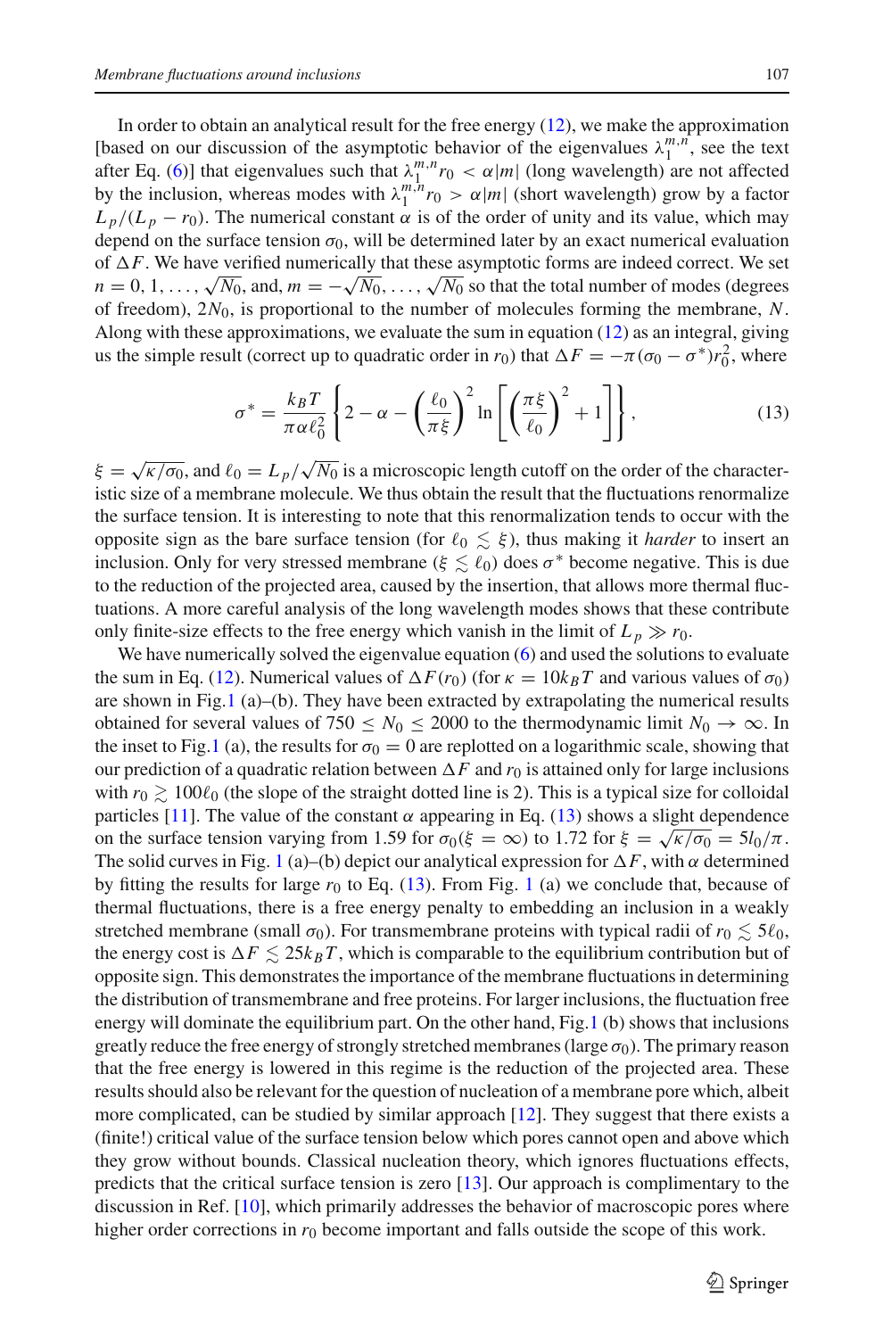In order to obtain an analytical result for the free energy (12), we make the approximation [based on our discussion of the asymptotic behavior of the eigenvalues $\lambda_1^{m,n}$, see the text after Eq. (6)] that eigenvalues such that $\lambda_1^{m,n} r_0 < \alpha|m|$ (long wavelength) are not affected by the inclusion, whereas modes with $\lambda_1^{m,n} r_0 > \alpha|m|$ (short wavelength) grow by a factor $L_p/(L_p - r_0)$. The numerical constant $\alpha$ is of the order of unity and its value, which may depend on the surface tension $\sigma_0$, will be determined later by an exact numerical evaluation of $\Delta F$. We have verified numerically that these asymptotic forms are indeed correct. We set $n = 0, 1, \ldots, \sqrt{N_0}$, and, $m = -\sqrt{N_0}, \ldots, \sqrt{N_0}$ so that the total number of modes (degrees of freedom), $2N_0$, is proportional to the number of molecules forming the membrane, $N$. Along with these approximations, we evaluate the sum in equation (12) as an integral, giving us the simple result (correct up to quadratic order in $r_0$) that $\Delta F = -\pi(\sigma_0 - \sigma^*)r_0^2$, where

$$\sigma^* = \frac{k_B T}{\pi \alpha \ell_0^2} \left\{ 2 - \alpha - \left(\frac{\ell_0}{\pi \xi}\right)^2 \ln\left[\left(\frac{\pi \xi}{\ell_0}\right)^2 + 1\right] \right\}, \tag{13}$$

$\xi = \sqrt{\kappa/\sigma_0}$, and $\ell_0 = L_p/\sqrt{N_0}$ is a microscopic length cutoff on the order of the characteristic size of a membrane molecule. We thus obtain the result that the fluctuations renormalize the surface tension. It is interesting to note that this renormalization tends to occur with the opposite sign as the bare surface tension (for $\ell_0 \lesssim \xi$), thus making it *harder* to insert an inclusion. Only for very stressed membrane ($\xi \lesssim \ell_0$) does $\sigma^*$ become negative. This is due to the reduction of the projected area, caused by the insertion, that allows more thermal fluctuations. A more careful analysis of the long wavelength modes shows that these contribute only finite-size effects to the free energy which vanish in the limit of $L_p \gg r_0$.

We have numerically solved the eigenvalue equation (6) and used the solutions to evaluate the sum in Eq. (12). Numerical values of $\Delta F(r_0)$ (for $\kappa = 10 k_B T$ and various values of $\sigma_0$) are shown in Fig. 1 (a)–(b). They have been extracted by extrapolating the numerical results obtained for several values of $750 \leq N_0 \leq 2000$ to the thermodynamic limit $N_0 \to \infty$. In the inset to Fig. 1 (a), the results for $\sigma_0 = 0$ are replotted on a logarithmic scale, showing that our prediction of a quadratic relation between $\Delta F$ and $r_0$ is attained only for large inclusions with $r_0 \gtrsim 100\ell_0$ (the slope of the straight dotted line is 2). This is a typical size for colloidal particles [11]. The value of the constant $\alpha$ appearing in Eq. (13) shows a slight dependence on the surface tension varying from 1.59 for $\sigma_0(\xi = \infty)$ to 1.72 for $\xi = \sqrt{\kappa/\sigma_0} = 5l_0/\pi$. The solid curves in Fig. 1 (a)–(b) depict our analytical expression for $\Delta F$, with $\alpha$ determined by fitting the results for large $r_0$ to Eq. (13). From Fig. 1 (a) we conclude that, because of thermal fluctuations, there is a free energy penalty to embedding an inclusion in a weakly stretched membrane (small $\sigma_0$). For transmembrane proteins with typical radii of $r_0 \lesssim 5\ell_0$, the energy cost is $\Delta F \lesssim 25 k_B T$, which is comparable to the equilibrium contribution but of opposite sign. This demonstrates the importance of the membrane fluctuations in determining the distribution of transmembrane and free proteins. For larger inclusions, the fluctuation free energy will dominate the equilibrium part. On the other hand, Fig. 1 (b) shows that inclusions greatly reduce the free energy of strongly stretched membranes (large $\sigma_0$). The primary reason that the free energy is lowered in this regime is the reduction of the projected area. These results should also be relevant for the question of nucleation of a membrane pore which, albeit more complicated, can be studied by similar approach [12]. They suggest that there exists a (finite!) critical value of the surface tension below which pores cannot open and above which they grow without bounds. Classical nucleation theory, which ignores fluctuations effects, predicts that the critical surface tension is zero [13]. Our approach is complimentary to the discussion in Ref. [10], which primarily addresses the behavior of macroscopic pores where higher order corrections in $r_0$ become important and falls outside the scope of this work.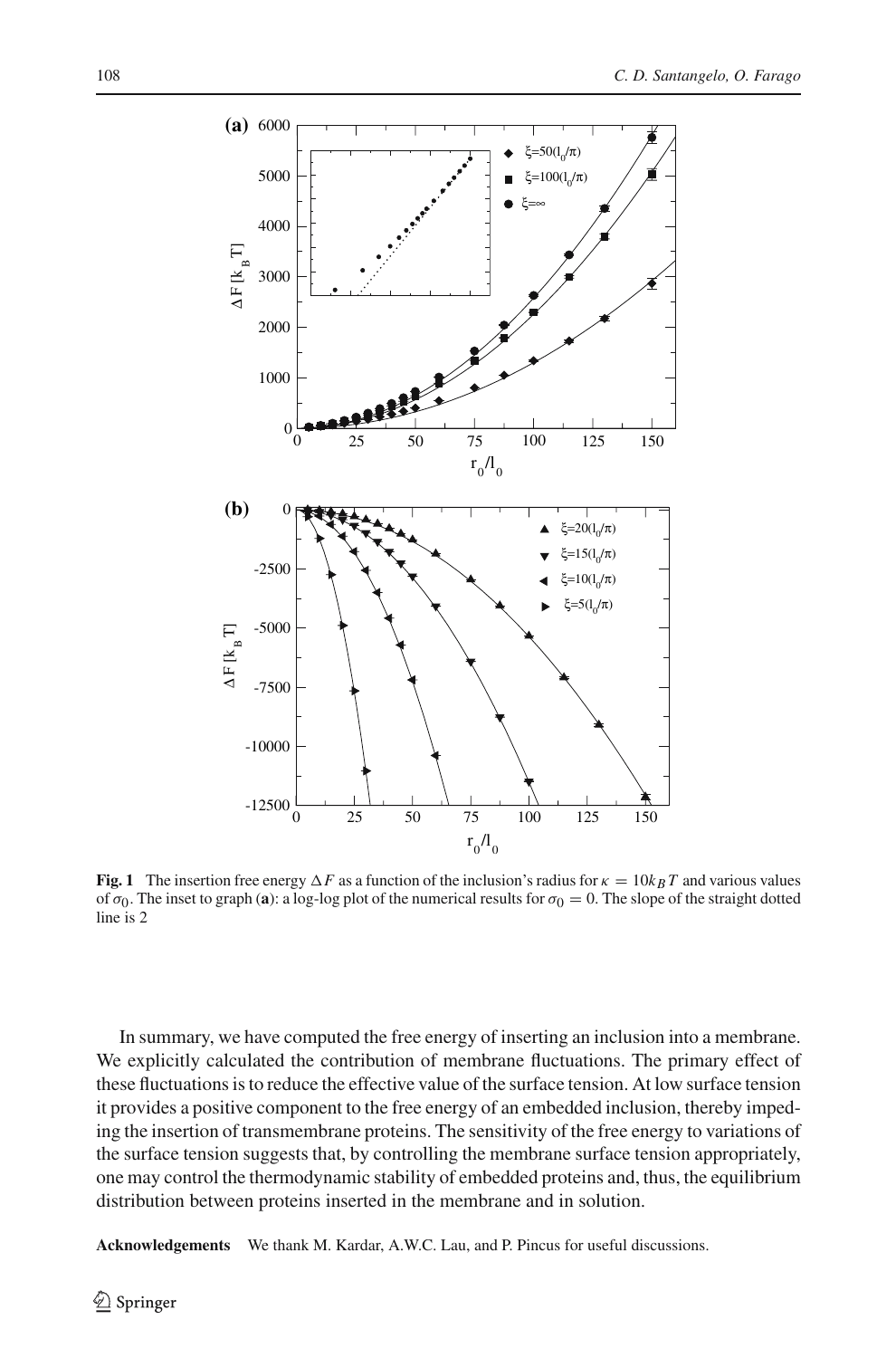**Fig. 1** The insertion free energy $\Delta F$ as a function of the inclusion's radius for $\kappa = 10k_BT$ and various values of $\sigma_0$. The inset to graph (**a**): a log-log plot of the numerical results for $\sigma_0 = 0$. The slope of the straight dotted line is 2

In summary, we have computed the free energy of inserting an inclusion into a membrane. We explicitly calculated the contribution of membrane fluctuations. The primary effect of these fluctuations is to reduce the effective value of the surface tension. At low surface tension it provides a positive component to the free energy of an embedded inclusion, thereby impeding the insertion of transmembrane proteins. The sensitivity of the free energy to variations of the surface tension suggests that, by controlling the membrane surface tension appropriately, one may control the thermodynamic stability of embedded proteins and, thus, the equilibrium distribution between proteins inserted in the membrane and in solution.

**Acknowledgements** We thank M. Kardar, A.W.C. Lau, and P. Pincus for useful discussions.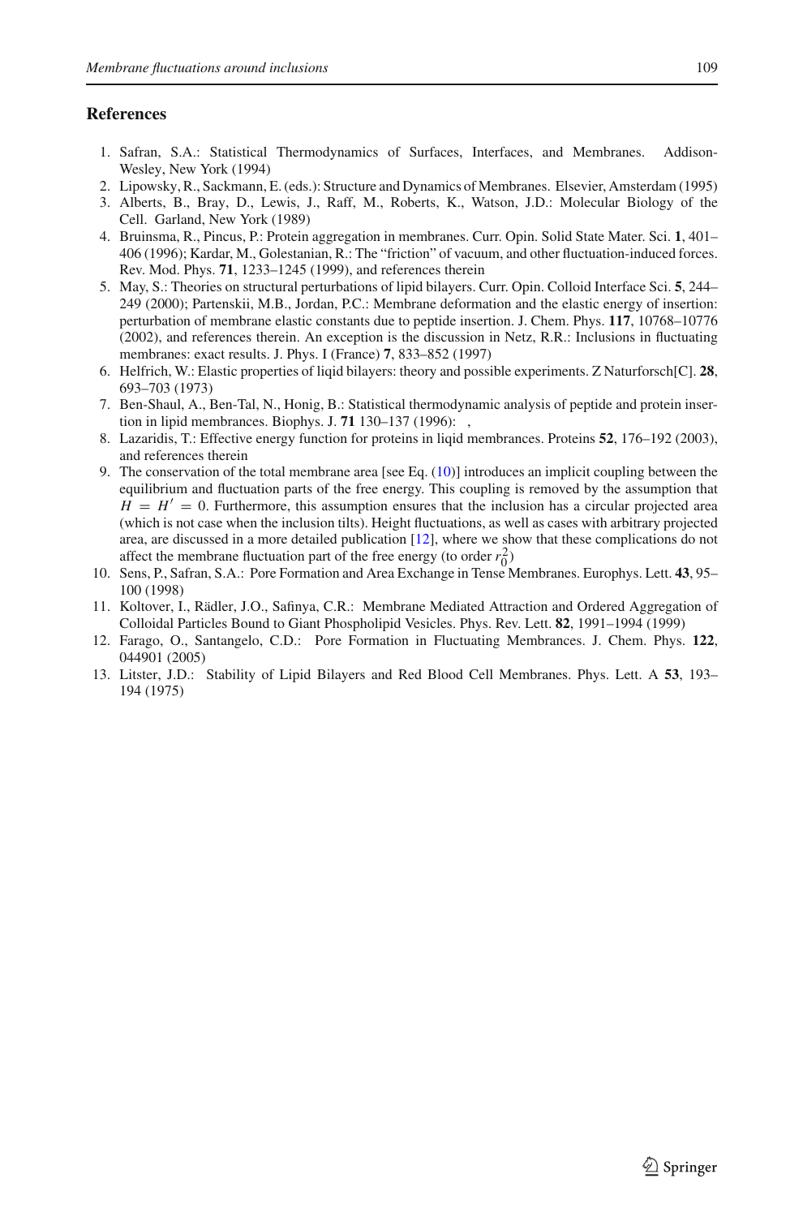## References

1. Safran, S.A.: Statistical Thermodynamics of Surfaces, Interfaces, and Membranes. Addison-Wesley, New York (1994)
2. Lipowsky, R., Sackmann, E. (eds.): Structure and Dynamics of Membranes. Elsevier, Amsterdam (1995)
3. Alberts, B., Bray, D., Lewis, J., Raff, M., Roberts, K., Watson, J.D.: Molecular Biology of the Cell. Garland, New York (1989)
4. Bruinsma, R., Pincus, P.: Protein aggregation in membranes. Curr. Opin. Solid State Mater. Sci. **1**, 401–406 (1996); Kardar, M., Golestanian, R.: The "friction" of vacuum, and other fluctuation-induced forces. Rev. Mod. Phys. **71**, 1233–1245 (1999), and references therein
5. May, S.: Theories on structural perturbations of lipid bilayers. Curr. Opin. Colloid Interface Sci. **5**, 244–249 (2000); Partenskii, M.B., Jordan, P.C.: Membrane deformation and the elastic energy of insertion: perturbation of membrane elastic constants due to peptide insertion. J. Chem. Phys. **117**, 10768–10776 (2002), and references therein. An exception is the discussion in Netz, R.R.: Inclusions in fluctuating membranes: exact results. J. Phys. I (France) **7**, 833–852 (1997)
6. Helfrich, W.: Elastic properties of liqid bilayers: theory and possible experiments. Z Naturforsch[C]. **28**, 693–703 (1973)
7. Ben-Shaul, A., Ben-Tal, N., Honig, B.: Statistical thermodynamic analysis of peptide and protein insertion in lipid membranes. Biophys. J. **71** 130–137 (1996): ,
8. Lazaridis, T.: Effective energy function for proteins in liqid membranes. Proteins **52**, 176–192 (2003), and references therein
9. The conservation of the total membrane area [see Eq. (10)] introduces an implicit coupling between the equilibrium and fluctuation parts of the free energy. This coupling is removed by the assumption that $H = H' = 0$. Furthermore, this assumption ensures that the inclusion has a circular projected area (which is not case when the inclusion tilts). Height fluctuations, as well as cases with arbitrary projected area, are discussed in a more detailed publication [12], where we show that these complications do not affect the membrane fluctuation part of the free energy (to order $r_0^2$)
10. Sens, P., Safran, S.A.: Pore Formation and Area Exchange in Tense Membranes. Europhys. Lett. **43**, 95–100 (1998)
11. Koltover, I., Rädler, J.O., Safinya, C.R.: Membrane Mediated Attraction and Ordered Aggregation of Colloidal Particles Bound to Giant Phospholipid Vesicles. Phys. Rev. Lett. **82**, 1991–1994 (1999)
12. Farago, O., Santangelo, C.D.: Pore Formation in Fluctuating Membranes. J. Chem. Phys. **122**, 044901 (2005)
13. Litster, J.D.: Stability of Lipid Bilayers and Red Blood Cell Membranes. Phys. Lett. A **53**, 193–194 (1975)